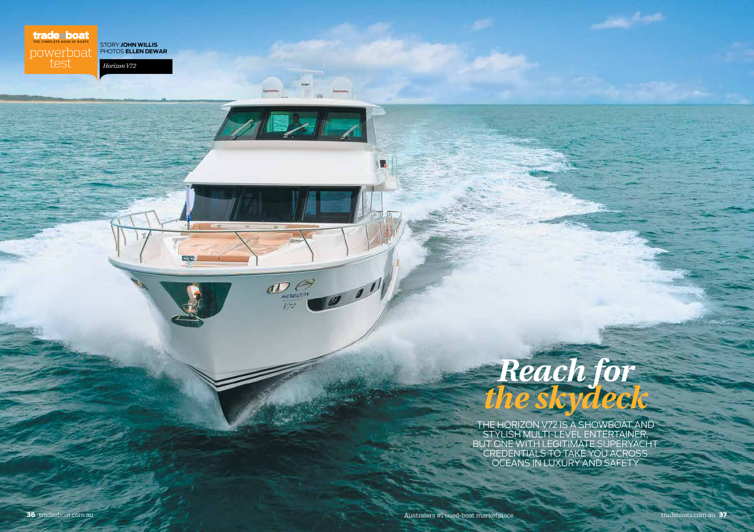trade-a-boat powerboat test

STORY **JOHN WILLIS**
PHOTOS **ELLEN DEWAR**

*Horizon V72*

# *Reach for the skydeck*

THE HORIZON V72 IS A SHOWBOAT AND STYLISH MULTI-LEVEL ENTERTAINER, BUT ONE WITH LEGITIMATE SUPERYACHT CREDENTIALS TO TAKE YOU ACROSS OCEANS IN LUXURY AND SAFETY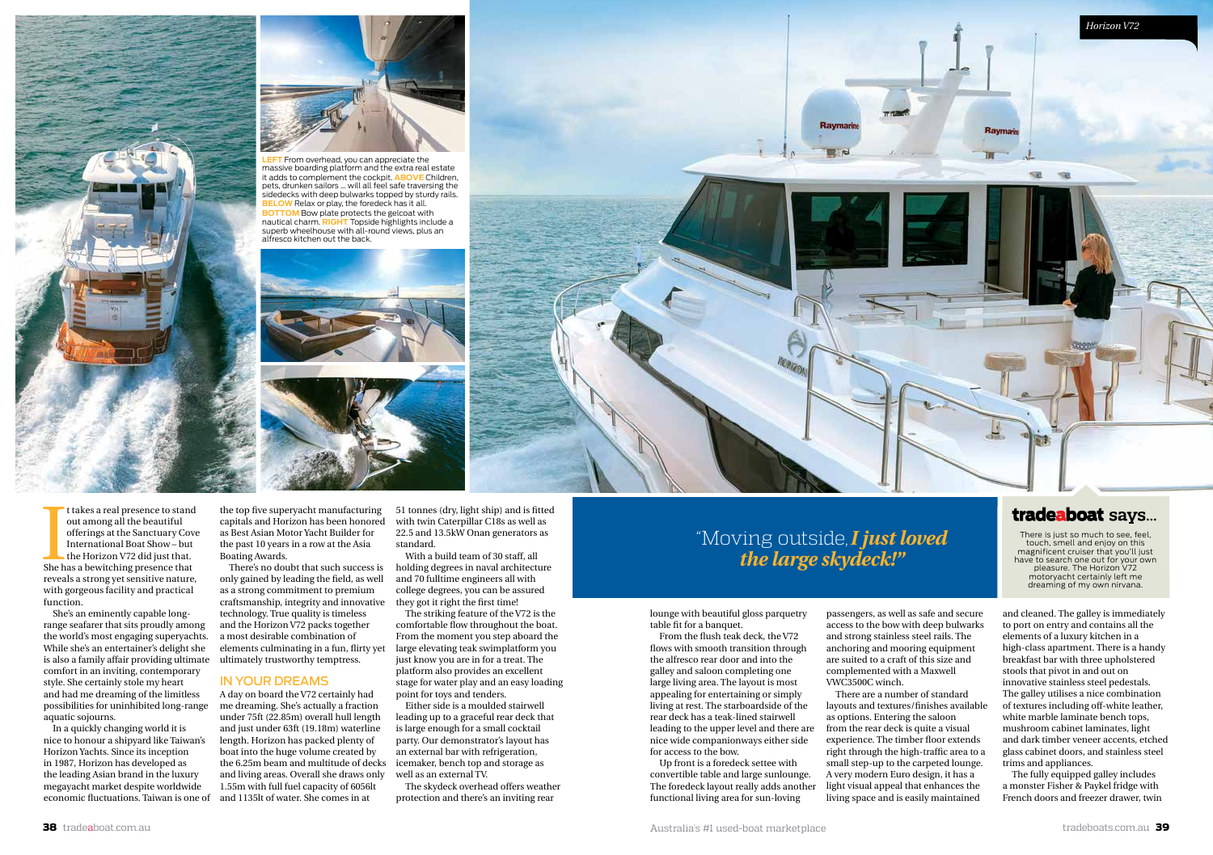**LEFT** From overhead, you can appreciate the massive boarding platform and the extra real estate it adds to complement the cockpit. **ABOVE** Children, pets, drunken sailors ... will all feel safe traversing the sidedecks with deep bulwarks topped by sturdy rails. **BELOW** Relax or play, the foredeck has it all. **BOTTOM** Bow plate protects the gelcoat with nautical charm. **RIGHT** Topside highlights include a superb wheelhouse with all-round views, plus an alfresco kitchen out the back.

It takes a real presence to stand out among all the beautiful offerings at the Sanctuary Cove International Boat Show – but the Horizon V72 did just that. She has a bewitching presence that reveals a strong yet sensitive nature, with gorgeous facility and practical function.

She's an eminently capable long-range seafarer that sits proudly among the world's most engaging superyachts. While she's an entertainer's delight she is also a family affair providing ultimate comfort in an inviting, contemporary style. She certainly stole my heart and had me dreaming of the limitless possibilities for uninhibited long-range aquatic sojourns.

In a quickly changing world it is nice to honour a shipyard like Taiwan's Horizon Yachts. Since its inception in 1987, Horizon has developed as the leading Asian brand in the luxury megayacht market despite worldwide economic fluctuations. Taiwan is one of the top five superyacht manufacturing capitals and Horizon has been honored as Best Asian Motor Yacht Builder for the past 10 years in a row at the Asia Boating Awards.

There's no doubt that such success is only gained by leading the field, as well as a strong commitment to premium craftsmanship, integrity and innovative technology. True quality is timeless and the Horizon V72 packs together a most desirable combination of elements culminating in a fun, flirty yet ultimately trustworthy temptress.

## IN YOUR DREAMS

A day on board the V72 certainly had me dreaming. She's actually a fraction under 75ft (22.85m) overall hull length and just under 63ft (19.18m) waterline length. Horizon has packed plenty of boat into the huge volume created by the 6.25m beam and multitude of decks and living areas. Overall she draws only 1.55m with full fuel capacity of 6056lt and 1135lt of water. She comes in at 51 tonnes (dry, light ship) and is fitted with twin Caterpillar C18s as well as 22.5 and 13.5kW Onan generators as standard.

With a build team of 30 staff, all holding degrees in naval architecture and 70 fulltime engineers all with college degrees, you can be assured they got it right the first time!

The striking feature of the V72 is the comfortable flow throughout the boat. From the moment you step aboard the large elevating teak swimplatform you just know you are in for a treat. The platform also provides an excellent stage for water play and an easy loading point for toys and tenders.

Either side is a moulded stairwell leading up to a graceful rear deck that is large enough for a small cocktail party. Our demonstrator's layout has an external bar with refrigeration, icemaker, bench top and storage as well as an external TV.

The skydeck overhead offers weather protection and there's an inviting rear lounge with beautiful gloss parquetry table fit for a banquet.

From the flush teak deck, the V72 flows with smooth transition through the alfresco rear door and into the galley and saloon completing one large living area. The layout is most appealing for entertaining or simply living at rest. The starboardside of the rear deck has a teak-lined stairwell leading to the upper level and there are nice wide companionways either side for access to the bow.

Up front is a foredeck settee with convertible table and large sunlounge. The foredeck layout really adds another functional living area for sun-loving passengers, as well as safe and secure access to the bow with deep bulwarks and strong stainless steel rails. The anchoring and mooring equipment are suited to a craft of this size and complemented with a Maxwell VWC3500C winch.

There are a number of standard layouts and textures/finishes available as options. Entering the saloon from the rear deck is quite a visual experience. The timber floor extends right through the high-traffic area to a small step-up to the carpeted lounge. A very modern Euro design, it has a light visual appeal that enhances the living space and is easily maintained and cleaned. The galley is immediately to port on entry and contains all the elements of a luxury kitchen in a high-class apartment. There is a handy breakfast bar with three upholstered stools that pivot in and out on innovative stainless steel pedestals. The galley utilises a nice combination of textures including off-white leather, white marble laminate bench tops, mushroom cabinet laminates, light and dark timber veneer accents, etched glass cabinet doors, and stainless steel trims and appliances.

The fully equipped galley includes a monster Fisher & Paykel fridge with French doors and freezer drawer, twin

> "Moving outside, ***I just loved the large skydeck!***"

**tradeaboat says...**

There is just so much to see, feel, touch, smell and enjoy on this magnificent cruiser that you'll just have to search one out for your own pleasure. The Horizon V72 motoryacht certainly left me dreaming of my own nirvana.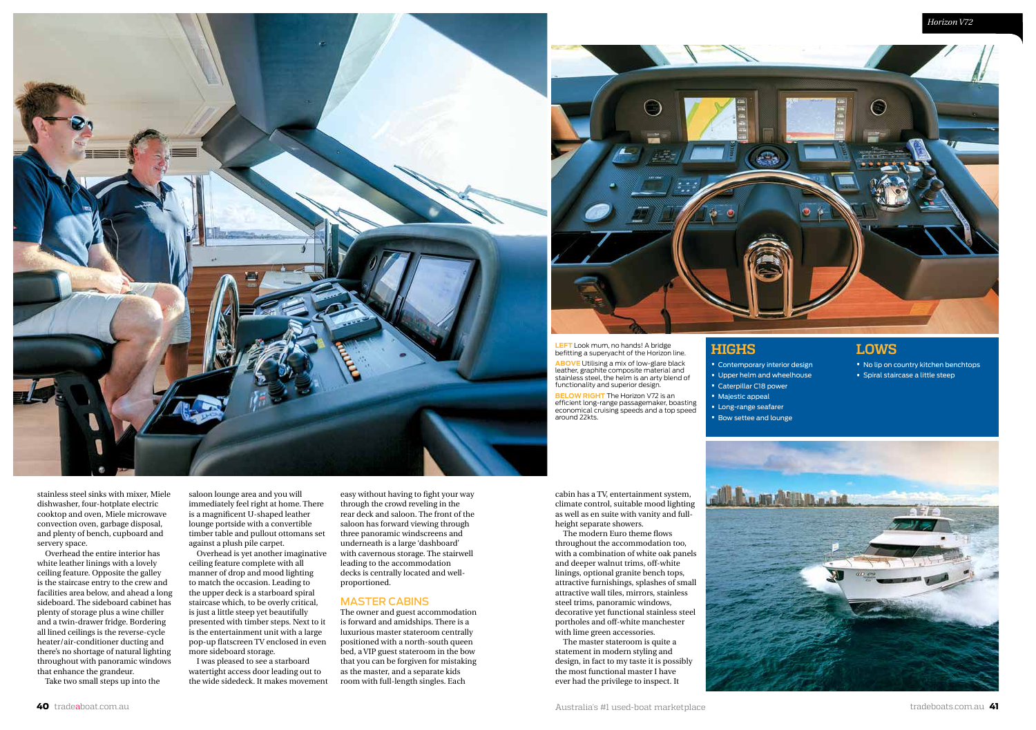**LEFT** Look mum, no hands! A bridge befitting a superyacht of the Horizon line.

**ABOVE** Utilising a mix of low-glare black leather, graphite composite material and stainless steel, the helm is an arty blend of functionality and superior design.

**BELOW RIGHT** The Horizon V72 is an efficient long-range passagemaker, boasting economical cruising speeds and a top speed around 22kts.

## HIGHS

- Contemporary interior design
- Upper helm and wheelhouse
- Caterpillar C18 power
- Majestic appeal
- Long-range seafarer
- Bow settee and lounge

## LOWS

- No lip on country kitchen benchtops
- Spiral staircase a little steep

stainless steel sinks with mixer, Miele dishwasher, four-hotplate electric cooktop and oven, Miele microwave convection oven, garbage disposal, and plenty of bench, cupboard and servery space.

Overhead the entire interior has white leather linings with a lovely ceiling feature. Opposite the galley is the staircase entry to the crew and facilities area below, and ahead a long sideboard. The sideboard cabinet has plenty of storage plus a wine chiller and a twin-drawer fridge. Bordering all lined ceilings is the reverse-cycle heater/air-conditioner ducting and there's no shortage of natural lighting throughout with panoramic windows that enhance the grandeur.

Take two small steps up into the saloon lounge area and you will immediately feel right at home. There is a magnificent U-shaped leather lounge portside with a convertible timber table and pullout ottomans set against a plush pile carpet.

Overhead is yet another imaginative ceiling feature complete with all manner of drop and mood lighting to match the occasion. Leading to the upper deck is a starboard spiral staircase which, to be overly critical, is just a little steep yet beautifully presented with timber steps. Next to it is the entertainment unit with a large pop-up flatscreen TV enclosed in even more sideboard storage.

I was pleased to see a starboard watertight access door leading out to the wide sidedeck. It makes movement easy without having to fight your way through the crowd reveling in the rear deck and saloon. The front of the saloon has forward viewing through three panoramic windscreens and underneath is a large 'dashboard' with cavernous storage. The stairwell leading to the accommodation decks is centrally located and well-proportioned.

## MASTER CABINS

The owner and guest accommodation is forward and amidships. There is a luxurious master stateroom centrally positioned with a north-south queen bed, a VIP guest stateroom in the bow that you can be forgiven for mistaking as the master, and a separate kids room with full-length singles. Each cabin has a TV, entertainment system, climate control, suitable mood lighting as well as en suite with vanity and full-height separate showers.

The modern Euro theme flows throughout the accommodation too, with a combination of white oak panels and deeper walnut trims, off-white linings, optional granite bench tops, attractive furnishings, splashes of small attractive wall tiles, mirrors, stainless steel trims, panoramic windows, decorative yet functional stainless steel portholes and off-white manchester with lime green accessories.

The master stateroom is quite a statement in modern styling and design, in fact to my taste it is possibly the most functional master I have ever had the privilege to inspect. It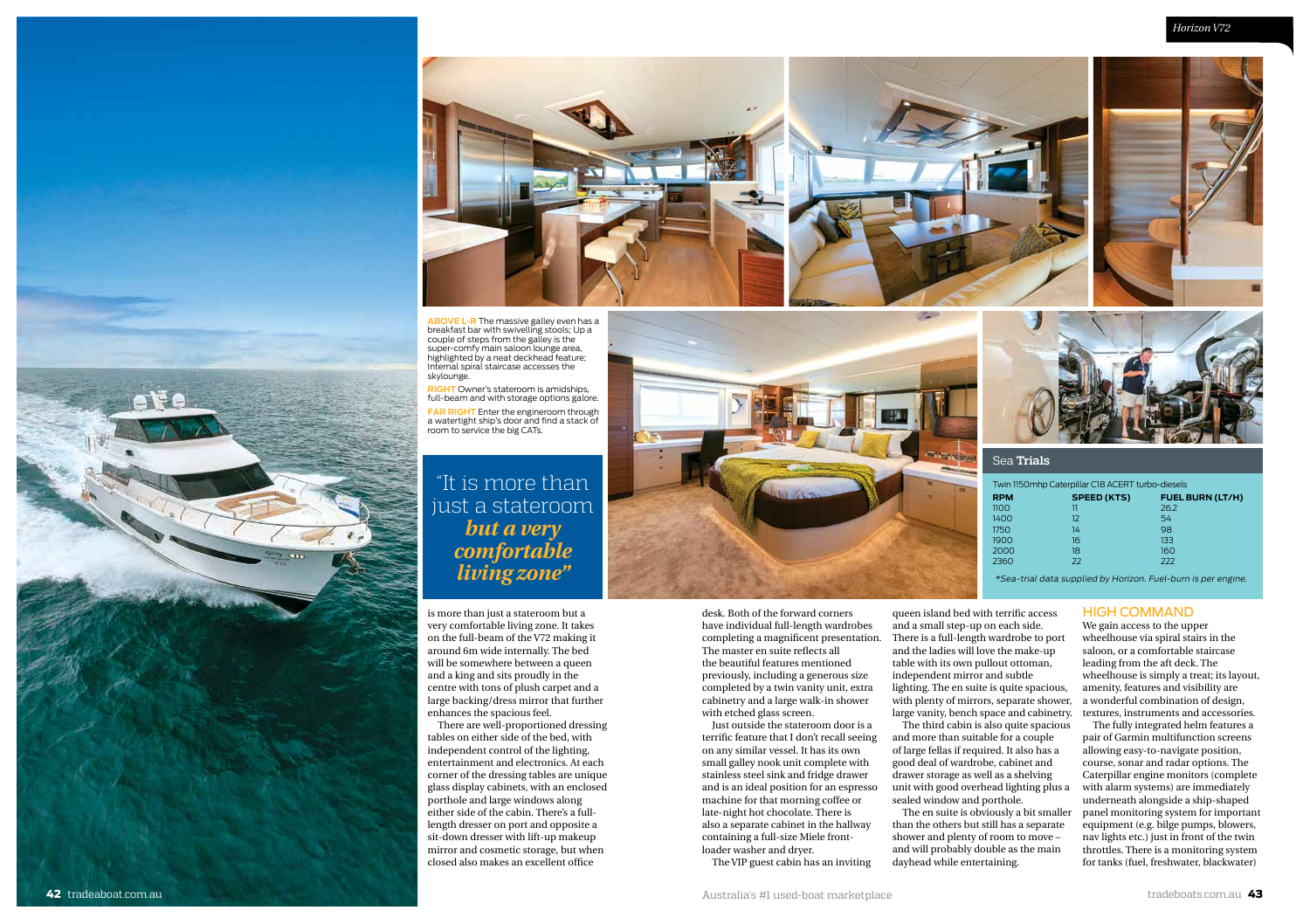**ABOVE L-R** The massive galley even has a breakfast bar with swivelling stools; Up a couple of steps from the galley is the super-comfy main saloon lounge area, highlighted by a neat deckhead feature; Internal spiral staircase accesses the skylounge.

**RIGHT** Owner's stateroom is amidships, full-beam and with storage options galore.

**FAR RIGHT** Enter the engineroom through a watertight ship's door and find a stack of room to service the big CATs.

> "It is more than just a stateroom ***but a very comfortable living zone"***

is more than just a stateroom but a very comfortable living zone. It takes on the full-beam of the V72 making it around 6m wide internally. The bed will be somewhere between a queen and a king and sits proudly in the centre with tons of plush carpet and a large backing/dress mirror that further enhances the spacious feel.

There are well-proportioned dressing tables on either side of the bed, with independent control of the lighting, entertainment and electronics. At each corner of the dressing tables are unique glass display cabinets, with an enclosed porthole and large windows along either side of the cabin. There's a full-length dresser on port and opposite a sit-down dresser with lift-up makeup mirror and cosmetic storage, but when closed also makes an excellent office desk. Both of the forward corners have individual full-length wardrobes completing a magnificent presentation. The master en suite reflects all the beautiful features mentioned previously, including a generous size completed by a twin vanity unit, extra cabinetry and a large walk-in shower with etched glass screen.

Just outside the stateroom door is a terrific feature that I don't recall seeing on any similar vessel. It has its own small galley nook unit complete with stainless steel sink and fridge drawer and is an ideal position for an espresso machine for that morning coffee or late-night hot chocolate. There is also a separate cabinet in the hallway containing a full-size Miele front-loader washer and dryer.

The VIP guest cabin has an inviting queen island bed with terrific access and a small step-up on each side. There is a full-length wardrobe to port and the ladies will love the make-up table with its own pullout ottoman, independent mirror and subtle lighting. The en suite is quite spacious, with plenty of mirrors, separate shower, large vanity, bench space and cabinetry.

The third cabin is also quite spacious and more than suitable for a couple of large fellas if required. It also has a good deal of wardrobe, cabinet and drawer storage as well as a shelving unit with good overhead lighting plus a sealed window and porthole.

The en suite is obviously a bit smaller than the others but still has a separate shower and plenty of room to move – and will probably double as the main dayhead while entertaining.

## Sea Trials

Twin 1150mhp Caterpillar C18 ACERT turbo-diesels

| RPM | SPEED (KTS) | FUEL BURN (LT/H) |
|---|---|---|
| 1100 | 11 | 26.2 |
| 1400 | 12 | 54 |
| 1750 | 14 | 98 |
| 1900 | 16 | 133 |
| 2000 | 18 | 160 |
| 2360 | 22 | 222 |

*\*Sea-trial data supplied by Horizon. Fuel-burn is per engine.*

## HIGH COMMAND

We gain access to the upper wheelhouse via spiral stairs in the saloon, or a comfortable staircase leading from the aft deck. The wheelhouse is simply a treat; its layout, amenity, features and visibility are a wonderful combination of design, textures, instruments and accessories.

The fully integrated helm features a pair of Garmin multifunction screens allowing easy-to-navigate position, course, sonar and radar options. The Caterpillar engine monitors (complete with alarm systems) are immediately underneath alongside a ship-shaped panel monitoring system for important equipment (e.g. bilge pumps, blowers, nav lights etc.) just in front of the twin throttles. There is a monitoring system for tanks (fuel, freshwater, blackwater)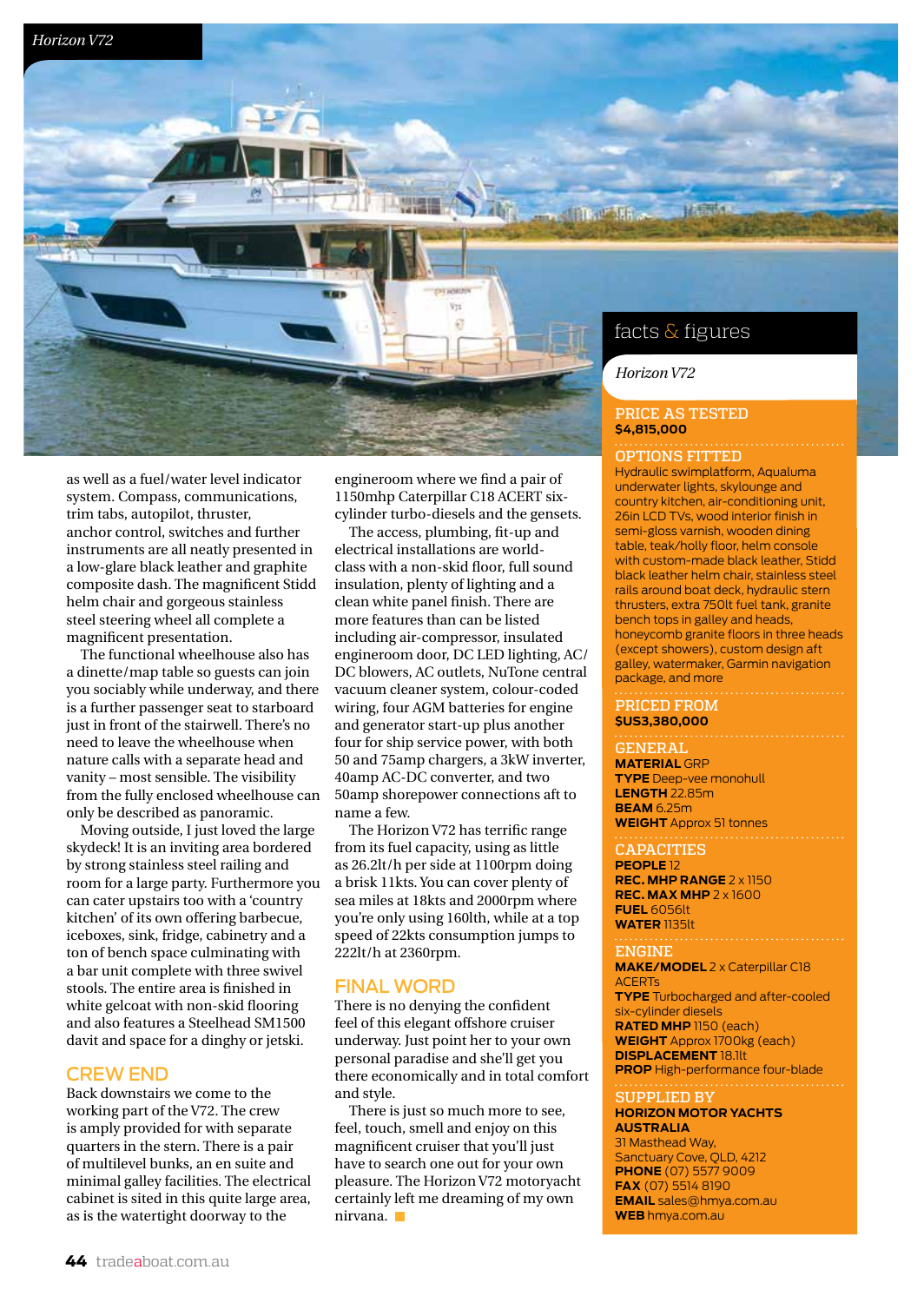as well as a fuel/water level indicator system. Compass, communications, trim tabs, autopilot, thruster, anchor control, switches and further instruments are all neatly presented in a low-glare black leather and graphite composite dash. The magnificent Stidd helm chair and gorgeous stainless steel steering wheel all complete a magnificent presentation.

The functional wheelhouse also has a dinette/map table so guests can join you sociably while underway, and there is a further passenger seat to starboard just in front of the stairwell. There's no need to leave the wheelhouse when nature calls with a separate head and vanity – most sensible. The visibility from the fully enclosed wheelhouse can only be described as panoramic.

Moving outside, I just loved the large skydeck! It is an inviting area bordered by strong stainless steel railing and room for a large party. Furthermore you can cater upstairs too with a 'country kitchen' of its own offering barbecue, iceboxes, sink, fridge, cabinetry and a ton of bench space culminating with a bar unit complete with three swivel stools. The entire area is finished in white gelcoat with non-skid flooring and also features a Steelhead SM1500 davit and space for a dinghy or jetski.

## CREW END

Back downstairs we come to the working part of the V72. The crew is amply provided for with separate quarters in the stern. There is a pair of multilevel bunks, an en suite and minimal galley facilities. The electrical cabinet is sited in this quite large area, as is the watertight doorway to the engineroom where we find a pair of 1150mhp Caterpillar C18 ACERT six-cylinder turbo-diesels and the gensets.

The access, plumbing, fit-up and electrical installations are world-class with a non-skid floor, full sound insulation, plenty of lighting and a clean white panel finish. There are more features than can be listed including air-compressor, insulated engineroom door, DC LED lighting, AC/DC blowers, AC outlets, NuTone central vacuum cleaner system, colour-coded wiring, four AGM batteries for engine and generator start-up plus another four for ship service power, with both 50 and 75amp chargers, a 3kW inverter, 40amp AC-DC converter, and two 50amp shorepower connections aft to name a few.

The Horizon V72 has terrific range from its fuel capacity, using as little as 26.2lt/h per side at 1100rpm doing a brisk 11kts. You can cover plenty of sea miles at 18kts and 2000rpm where you're only using 160lth, while at a top speed of 22kts consumption jumps to 222lt/h at 2360rpm.

## FINAL WORD

There is no denying the confident feel of this elegant offshore cruiser underway. Just point her to your own personal paradise and she'll get you there economically and in total comfort and style.

There is just so much more to see, feel, touch, smell and enjoy on this magnificent cruiser that you'll just have to search one out for your own pleasure. The Horizon V72 motoryacht certainly left me dreaming of my own nirvana. ■

## facts & figures

*Horizon V72*

### PRICE AS TESTED
**$4,815,000**

### OPTIONS FITTED
Hydraulic swimplatform, Aqualuma underwater lights, skylounge and country kitchen, air-conditioning unit, 26in LCD TVs, wood interior finish in semi-gloss varnish, wooden dining table, teak/holly floor, helm console with custom-made black leather, Stidd black leather helm chair, stainless steel rails around boat deck, hydraulic stern thrusters, extra 750lt fuel tank, granite bench tops in galley and heads, honeycomb granite floors in three heads (except showers), custom design aft galley, watermaker, Garmin navigation package, and more

### PRICED FROM
**$US3,380,000**

### GENERAL
**MATERIAL** GRP
**TYPE** Deep-vee monohull
**LENGTH** 22.85m
**BEAM** 6.25m
**WEIGHT** Approx 51 tonnes

### CAPACITIES
**PEOPLE** 12
**REC. MHP RANGE** 2 x 1150
**REC. MAX MHP** 2 x 1600
**FUEL** 6056lt
**WATER** 1135lt

### ENGINE
**MAKE/MODEL** 2 x Caterpillar C18 ACERTs
**TYPE** Turbocharged and after-cooled six-cylinder diesels
**RATED MHP** 1150 (each)
**WEIGHT** Approx 1700kg (each)
**DISPLACEMENT** 18.1lt
**PROP** High-performance four-blade

### SUPPLIED BY
**HORIZON MOTOR YACHTS AUSTRALIA**
31 Masthead Way,
Sanctuary Cove, QLD, 4212
**PHONE** (07) 5577 9009
**FAX** (07) 5514 8190
**EMAIL** sales@hmya.com.au
**WEB** hmya.com.au